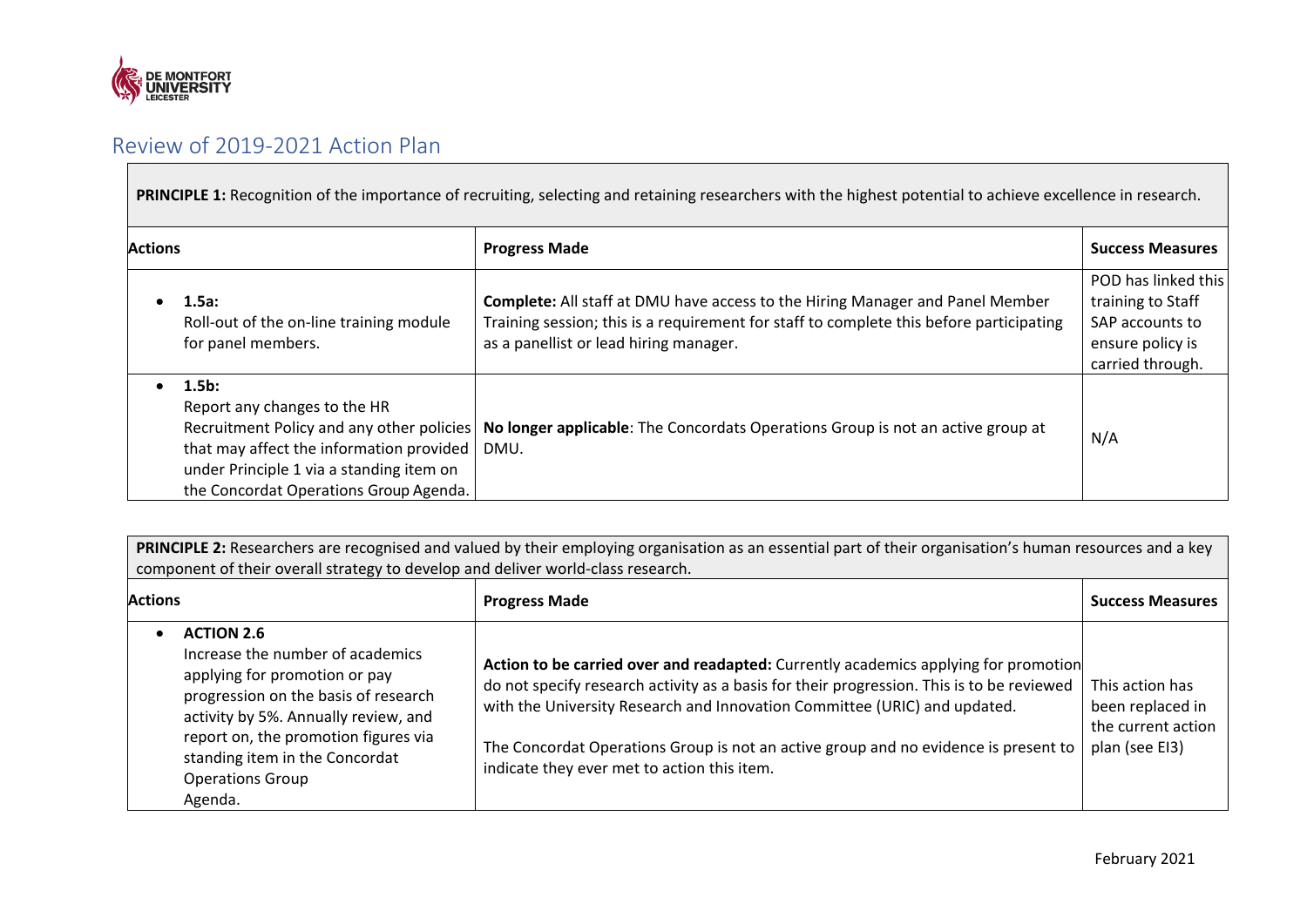## Review of 2019-2021 Action Plan

**PRINCIPLE 1:** Recognition of the importance of recruiting, selecting and retaining researchers with the highest potential to achieve excellence in research.

| Actions | Progress Made | Success Measures |
|---|---|---|
| • **1.5a:** Roll-out of the on-line training module for panel members. | **Complete:** All staff at DMU have access to the Hiring Manager and Panel Member Training session; this is a requirement for staff to complete this before participating as a panellist or lead hiring manager. | POD has linked this training to Staff SAP accounts to ensure policy is carried through. |
| • **1.5b:** Report any changes to the HR Recruitment Policy and any other policies that may affect the information provided under Principle 1 via a standing item on the Concordat Operations Group Agenda. | **No longer applicable**: The Concordats Operations Group is not an active group at DMU. | N/A |

**PRINCIPLE 2:** Researchers are recognised and valued by their employing organisation as an essential part of their organisation's human resources and a key component of their overall strategy to develop and deliver world-class research.

| Actions | Progress Made | Success Measures |
|---|---|---|
| • **ACTION 2.6** Increase the number of academics applying for promotion or pay progression on the basis of research activity by 5%. Annually review, and report on, the promotion figures via standing item in the Concordat Operations Group Agenda. | **Action to be carried over and readapted:** Currently academics applying for promotion do not specify research activity as a basis for their progression. This is to be reviewed with the University Research and Innovation Committee (URIC) and updated.<br><br>The Concordat Operations Group is not an active group and no evidence is present to indicate they ever met to action this item. | This action has been replaced in the current action plan (see EI3) |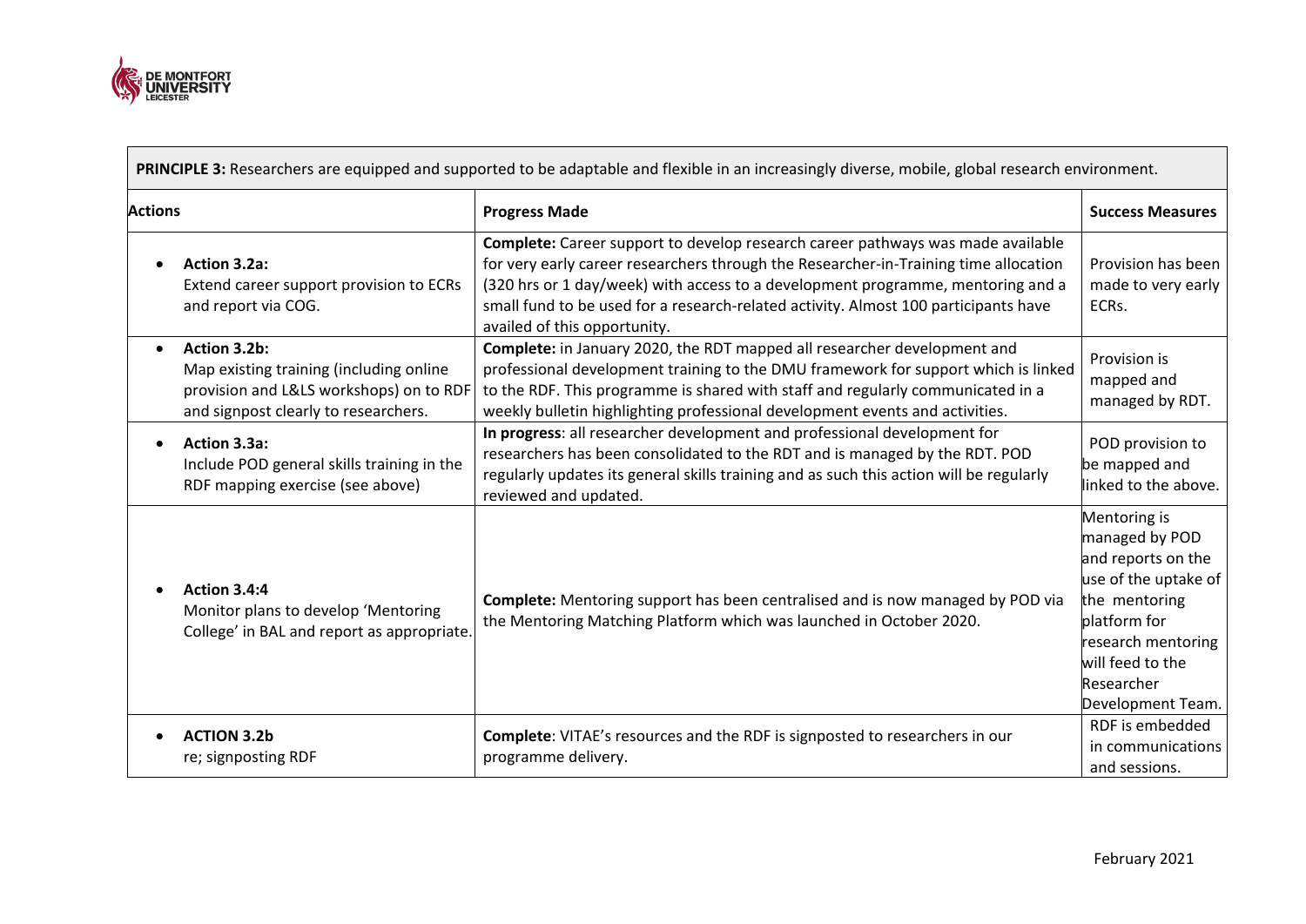| **PRINCIPLE 3:** Researchers are equipped and supported to be adaptable and flexible in an increasingly diverse, mobile, global research environment. | | |
|---|---|---|
| **Actions** | **Progress Made** | **Success Measures** |
| • **Action 3.2a:** Extend career support provision to ECRs and report via COG. | **Complete:** Career support to develop research career pathways was made available for very early career researchers through the Researcher-in-Training time allocation (320 hrs or 1 day/week) with access to a development programme, mentoring and a small fund to be used for a research-related activity. Almost 100 participants have availed of this opportunity. | Provision has been made to very early ECRs. |
| • **Action 3.2b:** Map existing training (including online provision and L&LS workshops) on to RDF and signpost clearly to researchers. | **Complete:** in January 2020, the RDT mapped all researcher development and professional development training to the DMU framework for support which is linked to the RDF. This programme is shared with staff and regularly communicated in a weekly bulletin highlighting professional development events and activities. | Provision is mapped and managed by RDT. |
| • **Action 3.3a:** Include POD general skills training in the RDF mapping exercise (see above) | **In progress**: all researcher development and professional development for researchers has been consolidated to the RDT and is managed by the RDT. POD regularly updates its general skills training and as such this action will be regularly reviewed and updated. | POD provision to be mapped and linked to the above. |
| • **Action 3.4:4** Monitor plans to develop 'Mentoring College' in BAL and report as appropriate. | **Complete:** Mentoring support has been centralised and is now managed by POD via the Mentoring Matching Platform which was launched in October 2020. | Mentoring is managed by POD and reports on the use of the uptake of the mentoring platform for research mentoring will feed to the Researcher Development Team. |
| • **ACTION 3.2b** re; signposting RDF | **Complete**: VITAE's resources and the RDF is signposted to researchers in our programme delivery. | RDF is embedded in communications and sessions. |

February 2021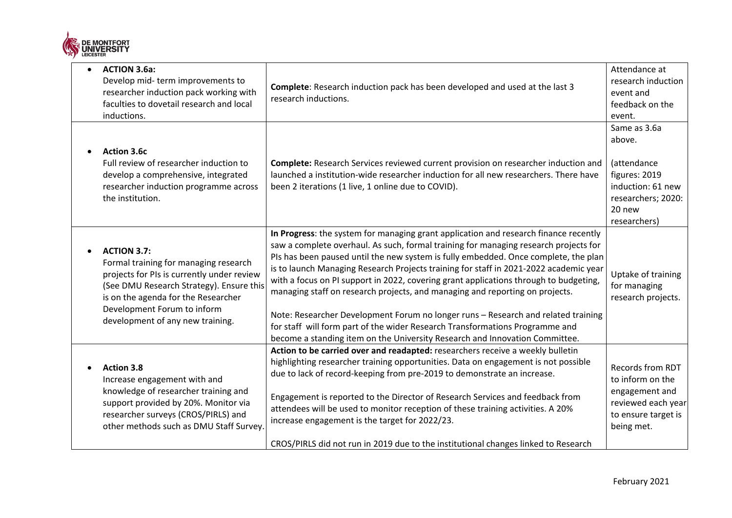| | | |
|---|---|---|
| • **ACTION 3.6a:** Develop mid- term improvements to researcher induction pack working with faculties to dovetail research and local inductions. | **Complete**: Research induction pack has been developed and used at the last 3 research inductions. | Attendance at research induction event and feedback on the event. |
| • **Action 3.6c** Full review of researcher induction to develop a comprehensive, integrated researcher induction programme across the institution. | **Complete:** Research Services reviewed current provision on researcher induction and launched a institution-wide researcher induction for all new researchers. There have been 2 iterations (1 live, 1 online due to COVID). | Same as 3.6a above.<br><br>(attendance figures: 2019 induction: 61 new researchers; 2020: 20 new researchers) |
| • **ACTION 3.7:** Formal training for managing research projects for PIs is currently under review (See DMU Research Strategy). Ensure this is on the agenda for the Researcher Development Forum to inform development of any new training. | **In Progress**: the system for managing grant application and research finance recently saw a complete overhaul. As such, formal training for managing research projects for PIs has been paused until the new system is fully embedded. Once complete, the plan is to launch Managing Research Projects training for staff in 2021-2022 academic year with a focus on PI support in 2022, covering grant applications through to budgeting, managing staff on research projects, and managing and reporting on projects.<br><br>Note: Researcher Development Forum no longer runs – Research and related training for staff will form part of the wider Research Transformations Programme and become a standing item on the University Research and Innovation Committee. | Uptake of training for managing research projects. |
| • **Action 3.8** Increase engagement with and knowledge of researcher training and support provided by 20%. Monitor via researcher surveys (CROS/PIRLS) and other methods such as DMU Staff Survey. | **Action to be carried over and readapted:** researchers receive a weekly bulletin highlighting researcher training opportunities. Data on engagement is not possible due to lack of record-keeping from pre-2019 to demonstrate an increase.<br><br>Engagement is reported to the Director of Research Services and feedback from attendees will be used to monitor reception of these training activities. A 20% increase engagement is the target for 2022/23.<br><br>CROS/PIRLS did not run in 2019 due to the institutional changes linked to Research | Records from RDT to inform on the engagement and reviewed each year to ensure target is being met. |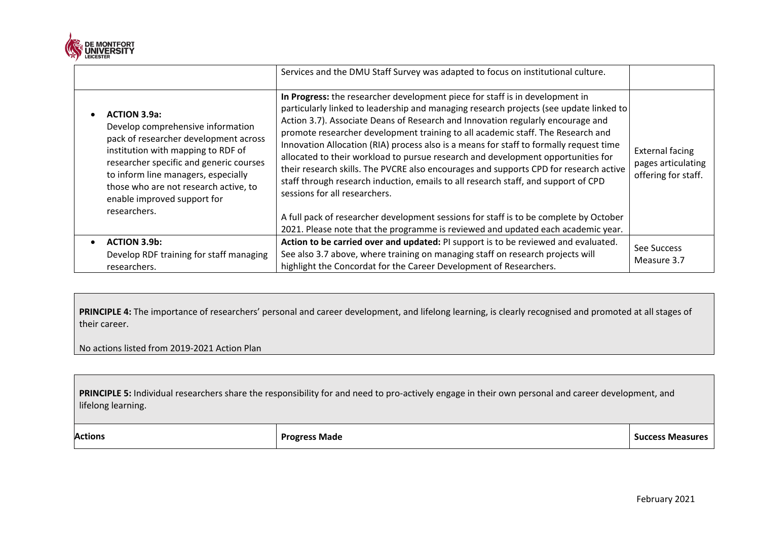| | | |
|---|---|---|
| | Services and the DMU Staff Survey was adapted to focus on institutional culture. | |
| • **ACTION 3.9a:** Develop comprehensive information pack of researcher development across institution with mapping to RDF of researcher specific and generic courses to inform line managers, especially those who are not research active, to enable improved support for researchers. | **In Progress:** the researcher development piece for staff is in development in particularly linked to leadership and managing research projects (see update linked to Action 3.7). Associate Deans of Research and Innovation regularly encourage and promote researcher development training to all academic staff. The Research and Innovation Allocation (RIA) process also is a means for staff to formally request time allocated to their workload to pursue research and development opportunities for their research skills. The PVCRE also encourages and supports CPD for research active staff through research induction, emails to all research staff, and support of CPD sessions for all researchers.<br><br>A full pack of researcher development sessions for staff is to be complete by October 2021. Please note that the programme is reviewed and updated each academic year. | External facing pages articulating offering for staff. |
| • **ACTION 3.9b:** Develop RDF training for staff managing researchers. | **Action to be carried over and updated:** PI support is to be reviewed and evaluated. See also 3.7 above, where training on managing staff on research projects will highlight the Concordat for the Career Development of Researchers. | See Success Measure 3.7 |

**PRINCIPLE 4:** The importance of researchers' personal and career development, and lifelong learning, is clearly recognised and promoted at all stages of their career.

No actions listed from 2019-2021 Action Plan

**PRINCIPLE 5:** Individual researchers share the responsibility for and need to pro-actively engage in their own personal and career development, and lifelong learning.

| **Actions** | **Progress Made** | **Success Measures** |
|---|---|---|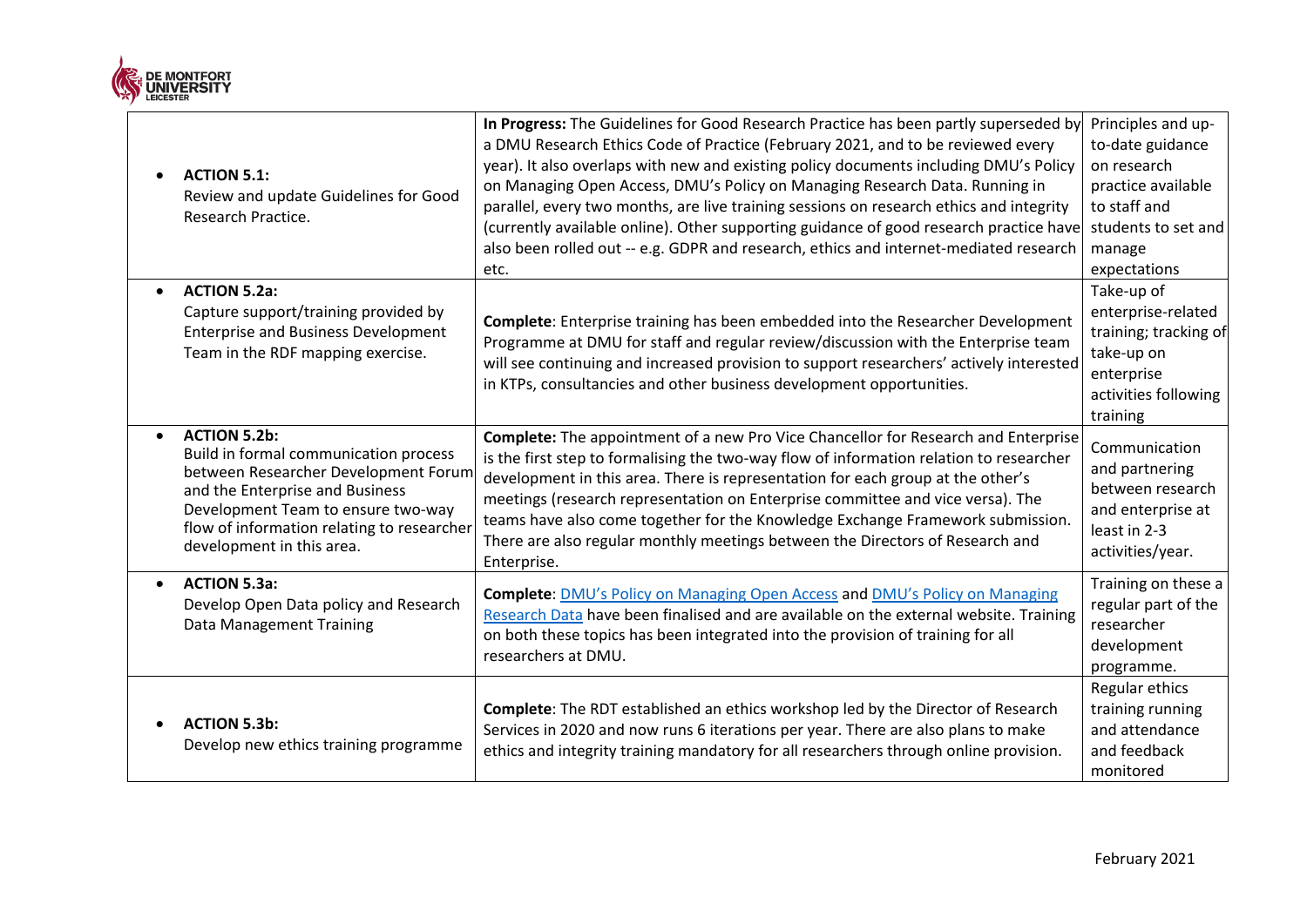| | | |
|---|---|---|
| • **ACTION 5.1:** Review and update Guidelines for Good Research Practice. | **In Progress:** The Guidelines for Good Research Practice has been partly superseded by a DMU Research Ethics Code of Practice (February 2021, and to be reviewed every year). It also overlaps with new and existing policy documents including DMU's Policy on Managing Open Access, DMU's Policy on Managing Research Data. Running in parallel, every two months, are live training sessions on research ethics and integrity (currently available online). Other supporting guidance of good research practice have also been rolled out -- e.g. GDPR and research, ethics and internet-mediated research etc. | Principles and up-to-date guidance on research practice available to staff and students to set and manage expectations |
| • **ACTION 5.2a:** Capture support/training provided by Enterprise and Business Development Team in the RDF mapping exercise. | **Complete**: Enterprise training has been embedded into the Researcher Development Programme at DMU for staff and regular review/discussion with the Enterprise team will see continuing and increased provision to support researchers' actively interested in KTPs, consultancies and other business development opportunities. | Take-up of enterprise-related training; tracking of take-up on enterprise activities following training |
| • **ACTION 5.2b:** Build in formal communication process between Researcher Development Forum and the Enterprise and Business Development Team to ensure two-way flow of information relating to researcher development in this area. | **Complete:** The appointment of a new Pro Vice Chancellor for Research and Enterprise is the first step to formalising the two-way flow of information relation to researcher development in this area. There is representation for each group at the other's meetings (research representation on Enterprise committee and vice versa). The teams have also come together for the Knowledge Exchange Framework submission. There are also regular monthly meetings between the Directors of Research and Enterprise. | Communication and partnering between research and enterprise at least in 2-3 activities/year. |
| • **ACTION 5.3a:** Develop Open Data policy and Research Data Management Training | **Complete**: [DMU's Policy on Managing Open Access]() and [DMU's Policy on Managing Research Data]() have been finalised and are available on the external website. Training on both these topics has been integrated into the provision of training for all researchers at DMU. | Training on these a regular part of the researcher development programme. |
| • **ACTION 5.3b:** Develop new ethics training programme | **Complete**: The RDT established an ethics workshop led by the Director of Research Services in 2020 and now runs 6 iterations per year. There are also plans to make ethics and integrity training mandatory for all researchers through online provision. | Regular ethics training running and attendance and feedback monitored |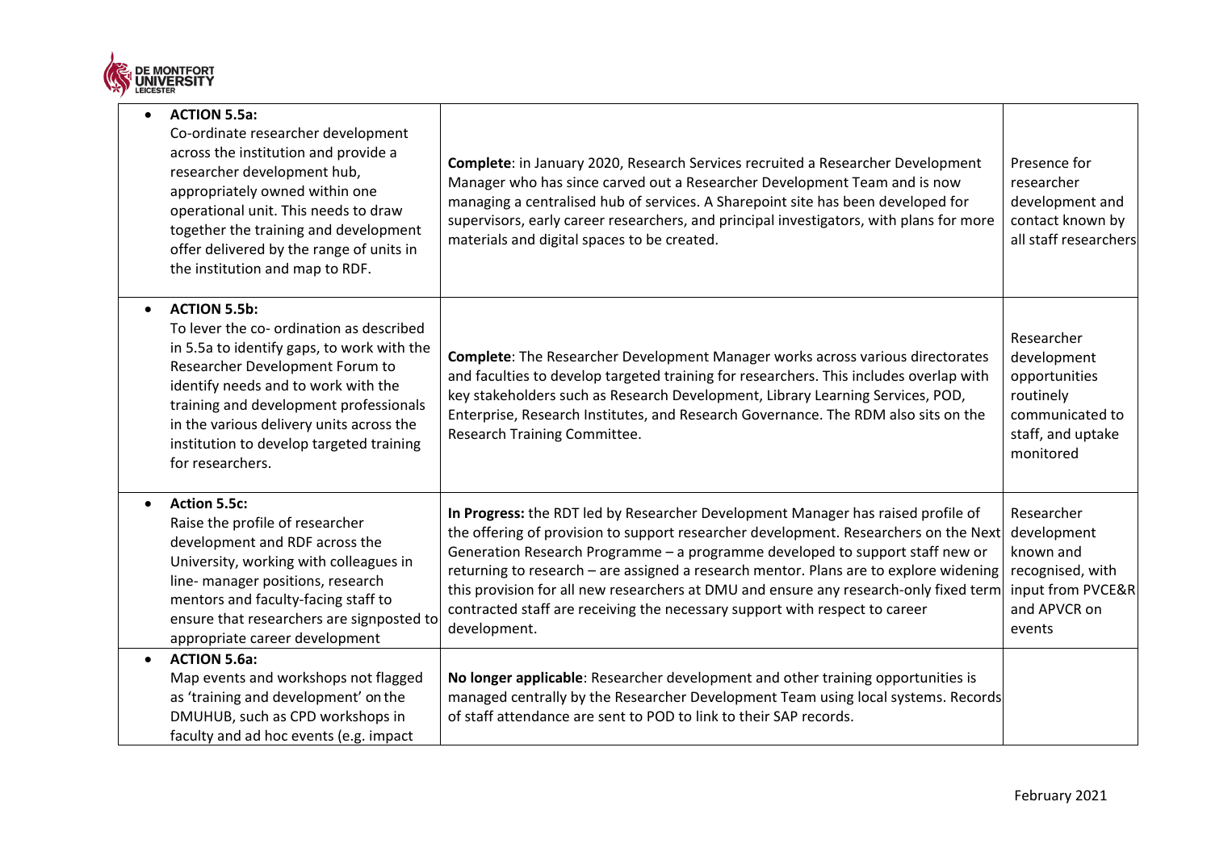| | | |
|---|---|---|
| • **ACTION 5.5a:** Co-ordinate researcher development across the institution and provide a researcher development hub, appropriately owned within one operational unit. This needs to draw together the training and development offer delivered by the range of units in the institution and map to RDF. | **Complete**: in January 2020, Research Services recruited a Researcher Development Manager who has since carved out a Researcher Development Team and is now managing a centralised hub of services. A Sharepoint site has been developed for supervisors, early career researchers, and principal investigators, with plans for more materials and digital spaces to be created. | Presence for researcher development and contact known by all staff researchers |
| • **ACTION 5.5b:** To lever the co- ordination as described in 5.5a to identify gaps, to work with the Researcher Development Forum to identify needs and to work with the training and development professionals in the various delivery units across the institution to develop targeted training for researchers. | **Complete**: The Researcher Development Manager works across various directorates and faculties to develop targeted training for researchers. This includes overlap with key stakeholders such as Research Development, Library Learning Services, POD, Enterprise, Research Institutes, and Research Governance. The RDM also sits on the Research Training Committee. | Researcher development opportunities routinely communicated to staff, and uptake monitored |
| • **Action 5.5c:** Raise the profile of researcher development and RDF across the University, working with colleagues in line- manager positions, research mentors and faculty-facing staff to ensure that researchers are signposted to appropriate career development | **In Progress:** the RDT led by Researcher Development Manager has raised profile of the offering of provision to support researcher development. Researchers on the Next Generation Research Programme – a programme developed to support staff new or returning to research – are assigned a research mentor. Plans are to explore widening this provision for all new researchers at DMU and ensure any research-only fixed term contracted staff are receiving the necessary support with respect to career development. | Researcher development known and recognised, with input from PVCE&R and APVCR on events |
| • **ACTION 5.6a:** Map events and workshops not flagged as 'training and development' on the DMUHUB, such as CPD workshops in faculty and ad hoc events (e.g. impact | **No longer applicable**: Researcher development and other training opportunities is managed centrally by the Researcher Development Team using local systems. Records of staff attendance are sent to POD to link to their SAP records. | |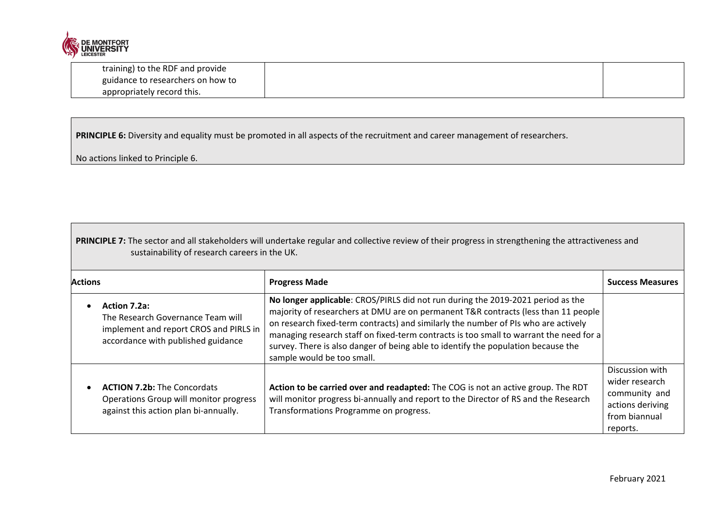| | | |
|---|---|---|
| training) to the RDF and provide guidance to researchers on how to appropriately record this. | | |

**PRINCIPLE 6:** Diversity and equality must be promoted in all aspects of the recruitment and career management of researchers.

No actions linked to Principle 6.

**PRINCIPLE 7:** The sector and all stakeholders will undertake regular and collective review of their progress in strengthening the attractiveness and sustainability of research careers in the UK.

| Actions | Progress Made | Success Measures |
|---|---|---|
| • **Action 7.2a:** The Research Governance Team will implement and report CROS and PIRLS in accordance with published guidance | **No longer applicable**: CROS/PIRLS did not run during the 2019-2021 period as the majority of researchers at DMU are on permanent T&R contracts (less than 11 people on research fixed-term contracts) and similarly the number of PIs who are actively managing research staff on fixed-term contracts is too small to warrant the need for a survey. There is also danger of being able to identify the population because the sample would be too small. | |
| • **ACTION 7.2b:** The Concordats Operations Group will monitor progress against this action plan bi-annually. | **Action to be carried over and readapted:** The COG is not an active group. The RDT will monitor progress bi-annually and report to the Director of RS and the Research Transformations Programme on progress. | Discussion with wider research community and actions deriving from biannual reports. |

February 2021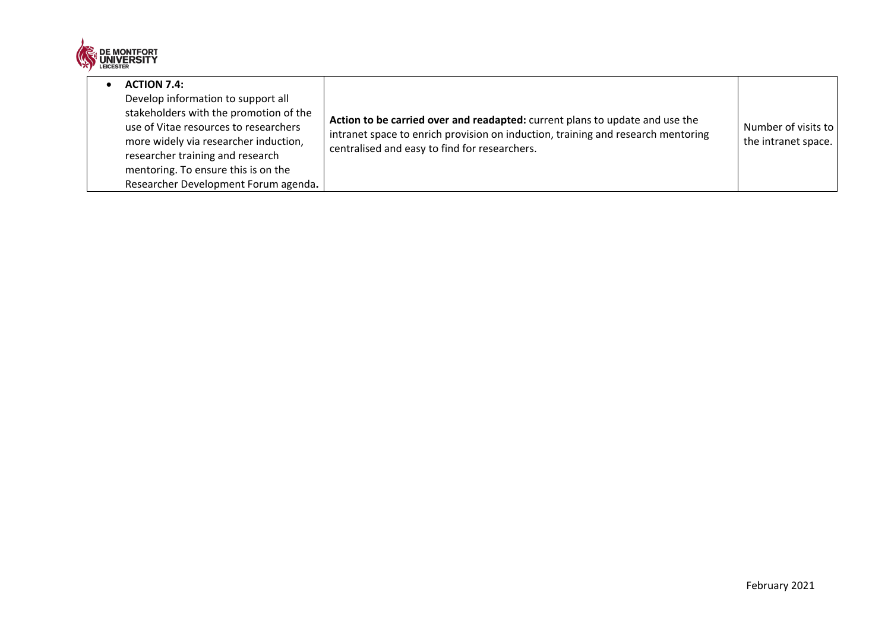| | | |
|---|---|---|
| • **ACTION 7.4:** Develop information to support all stakeholders with the promotion of the use of Vitae resources to researchers more widely via researcher induction, researcher training and research mentoring. To ensure this is on the Researcher Development Forum agenda**.** | **Action to be carried over and readapted:** current plans to update and use the intranet space to enrich provision on induction, training and research mentoring centralised and easy to find for researchers. | Number of visits to the intranet space. |